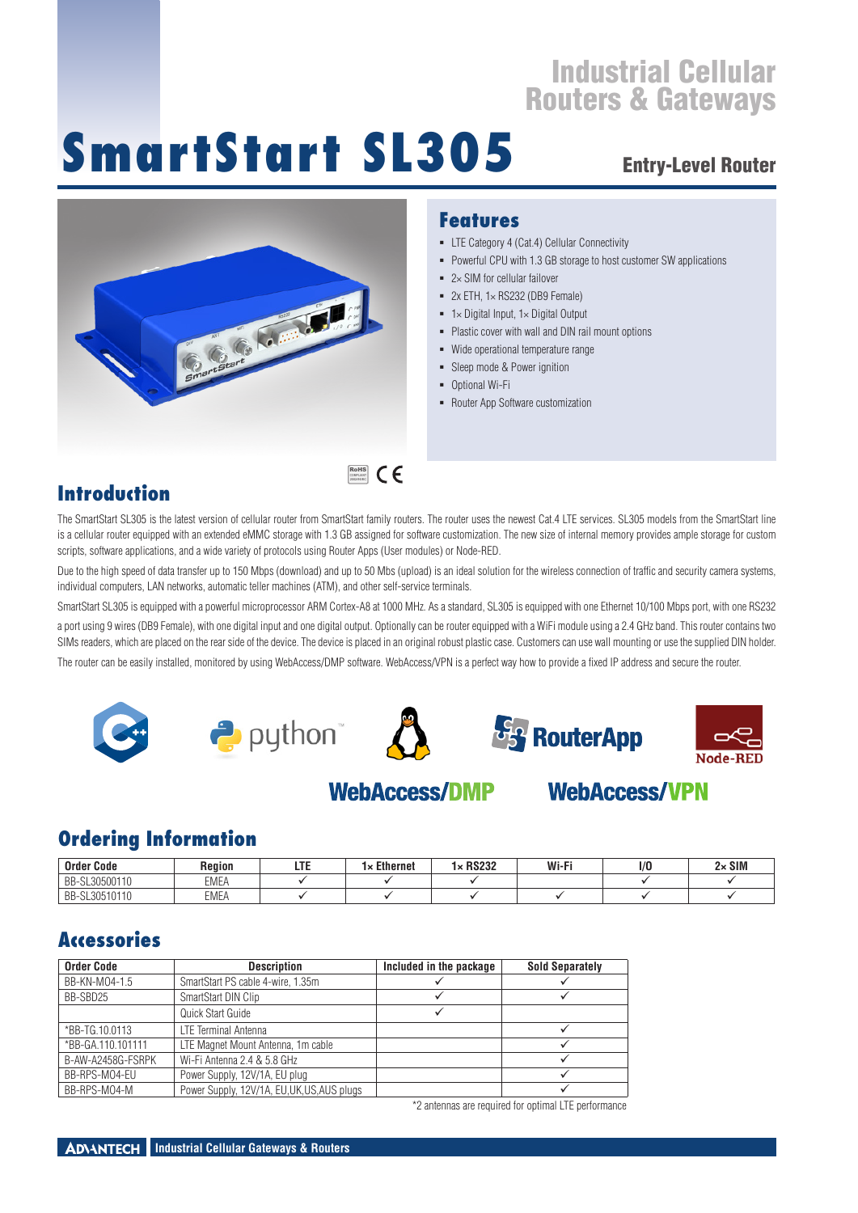# Industrial Cellular Routers & Gateways

# SmartStart SL305

## Entry-Level Router

## Features

- LTE Category 4 (Cat.4) Cellular Connectivity
- Powerful CPU with 1.3 GB storage to host customer SW applications
- 2× SIM for cellular failover
- 2x ETH, 1× RS232 (DB9 Female)
- 1× Digital Input, 1× Digital Output
- Plastic cover with wall and DIN rail mount options
- Wide operational temperature range
- Sleep mode & Power ignition
- Optional Wi-Fi
- Router App Software customization

## Introduction

The SmartStart SL305 is the latest version of cellular router from SmartStart family routers. The router uses the newest Cat.4 LTE services. SL305 models from the SmartStart line is a cellular router equipped with an extended eMMC storage with 1.3 GB assigned for software customization. The new size of internal memory provides ample storage for custom scripts, software applications, and a wide variety of protocols using Router Apps (User modules) or Node-RED.

Due to the high speed of data transfer up to 150 Mbps (download) and up to 50 Mbs (upload) is an ideal solution for the wireless connection of traffic and security camera systems, individual computers, LAN networks, automatic teller machines (ATM), and other self-service terminals.

SmartStart SL305 is equipped with a powerful microprocessor ARM Cortex-A8 at 1000 MHz. As a standard, SL305 is equipped with one Ethernet 10/100 Mbps port, with one RS232 a port using 9 wires (DB9 Female), with one digital input and one digital output. Optionally can be router equipped with a WiFi module using a 2.4 GHz band. This router contains two SIMs readers, which are placed on the rear side of the device. The device is placed in an original robust plastic case. Customers can use wall mounting or use the supplied DIN holder.

The router can be easily installed, monitored by using WebAccess/DMP software. WebAccess/VPN is a perfect way how to provide a fixed IP address and secure the router.

python RouterApp Node-RED

WebAccess/DMP WebAccess/VPN

## Ordering Information

| Order Code | Region | LTE | 1× Ethernet | 1× RS232 | Wi-Fi | I/O | 2× SIM |
|---|---|---|---|---|---|---|---|
| BB-SL30500110 | EMEA | ✓ | ✓ | ✓ | | ✓ | ✓ |
| BB-SL30510110 | EMEA | ✓ | ✓ | ✓ | ✓ | ✓ | ✓ |

## Accessories

| Order Code | Description | Included in the package | Sold Separately |
|---|---|---|---|
| BB-KN-M04-1.5 | SmartStart PS cable 4-wire, 1.35m | ✓ | ✓ |
| BB-SBD25 | SmartStart DIN Clip | ✓ | ✓ |
| | Quick Start Guide | ✓ | |
| *BB-TG.10.0113 | LTE Terminal Antenna | | ✓ |
| *BB-GA.110.101111 | LTE Magnet Mount Antenna, 1m cable | | ✓ |
| B-AW-A2458G-FSRPK | Wi-Fi Antenna 2.4 & 5.8 GHz | | ✓ |
| BB-RPS-M04-EU | Power Supply, 12V/1A, EU plug | | ✓ |
| BB-RPS-M04-M | Power Supply, 12V/1A, EU,UK,US,AUS plugs | | ✓ |

*2 antennas are required for optimal LTE performance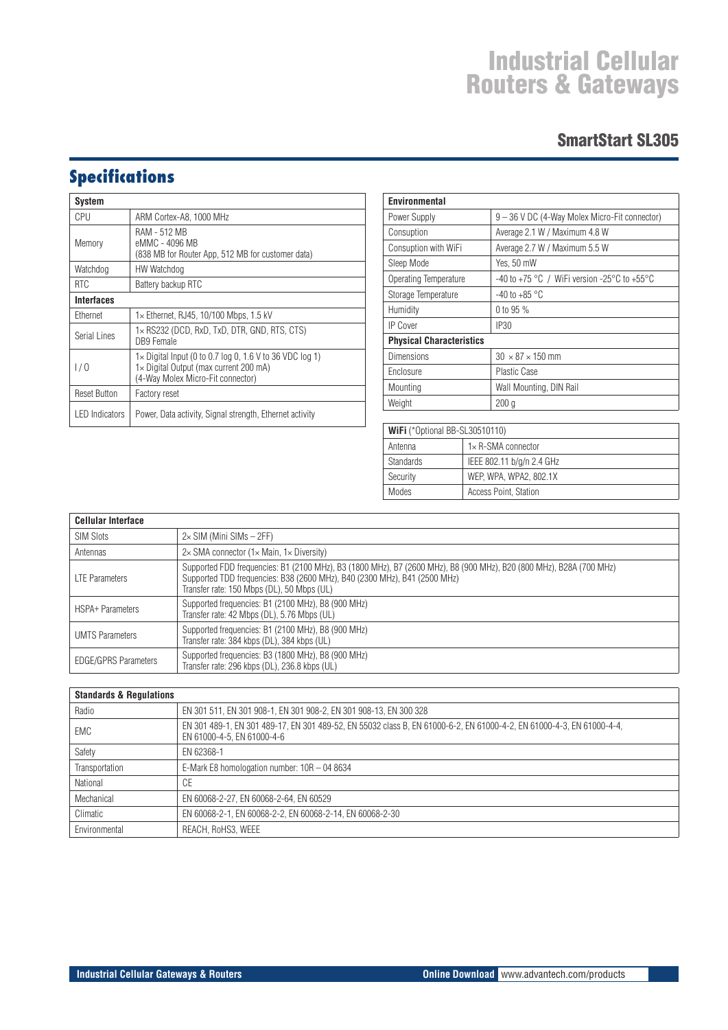# Industrial Cellular Routers & Gateways

## SmartStart SL305

## Specifications

| System | |
|---|---|
| CPU | ARM Cortex-A8, 1000 MHz |
| Memory | RAM - 512 MB<br>eMMC - 4096 MB<br>(838 MB for Router App, 512 MB for customer data) |
| Watchdog | HW Watchdog |
| RTC | Battery backup RTC |
| **Interfaces** | |
| Ethernet | 1× Ethernet, RJ45, 10/100 Mbps, 1.5 kV |
| Serial Lines | 1× RS232 (DCD, RxD, TxD, DTR, GND, RTS, CTS)<br>DB9 Female |
| I / O | 1× Digital Input (0 to 0.7 log 0, 1.6 V to 36 VDC log 1)<br>1× Digital Output (max current 200 mA)<br>(4-Way Molex Micro-Fit connector) |
| Reset Button | Factory reset |
| LED Indicators | Power, Data activity, Signal strength, Ethernet activity |

| Environmental | |
|---|---|
| Power Supply | 9 – 36 V DC (4-Way Molex Micro-Fit connector) |
| Consuption | Average 2.1 W / Maximum 4.8 W |
| Consuption with WiFi | Average 2.7 W / Maximum 5.5 W |
| Sleep Mode | Yes, 50 mW |
| Operating Temperature | -40 to +75 °C / WiFi version -25°C to +55°C |
| Storage Temperature | -40 to +85 °C |
| Humidity | 0 to 95 % |
| IP Cover | IP30 |
| **Physical Characteristics** | |
| Dimensions | 30 × 87 × 150 mm |
| Enclosure | Plastic Case |
| Mounting | Wall Mounting, DIN Rail |
| Weight | 200 g |

| **WiFi** (*Optional BB-SL30510110) | |
|---|---|
| Antenna | 1× R-SMA connector |
| Standards | IEEE 802.11 b/g/n 2.4 GHz |
| Security | WEP, WPA, WPA2, 802.1X |
| Modes | Access Point, Station |

| Cellular Interface | |
|---|---|
| SIM Slots | 2× SIM (Mini SIMs – 2FF) |
| Antennas | 2× SMA connector (1× Main, 1× Diversity) |
| LTE Parameters | Supported FDD frequencies: B1 (2100 MHz), B3 (1800 MHz), B7 (2600 MHz), B8 (900 MHz), B20 (800 MHz), B28A (700 MHz)<br>Supported TDD frequencies: B38 (2600 MHz), B40 (2300 MHz), B41 (2500 MHz)<br>Transfer rate: 150 Mbps (DL), 50 Mbps (UL) |
| HSPA+ Parameters | Supported frequencies: B1 (2100 MHz), B8 (900 MHz)<br>Transfer rate: 42 Mbps (DL), 5.76 Mbps (UL) |
| UMTS Parameters | Supported frequencies: B1 (2100 MHz), B8 (900 MHz)<br>Transfer rate: 384 kbps (DL), 384 kbps (UL) |
| EDGE/GPRS Parameters | Supported frequencies: B3 (1800 MHz), B8 (900 MHz)<br>Transfer rate: 296 kbps (DL), 236.8 kbps (UL) |

| Standards & Regulations | |
|---|---|
| Radio | EN 301 511, EN 301 908-1, EN 301 908-2, EN 301 908-13, EN 300 328 |
| EMC | EN 301 489-1, EN 301 489-17, EN 301 489-52, EN 55032 class B, EN 61000-6-2, EN 61000-4-2, EN 61000-4-3, EN 61000-4-4, EN 61000-4-5, EN 61000-4-6 |
| Safety | EN 62368-1 |
| Transportation | E-Mark E8 homologation number: 10R – 04 8634 |
| National | CE |
| Mechanical | EN 60068-2-27, EN 60068-2-64, EN 60529 |
| Climatic | EN 60068-2-1, EN 60068-2-2, EN 60068-2-14, EN 60068-2-30 |
| Environmental | REACH, RoHS3, WEEE |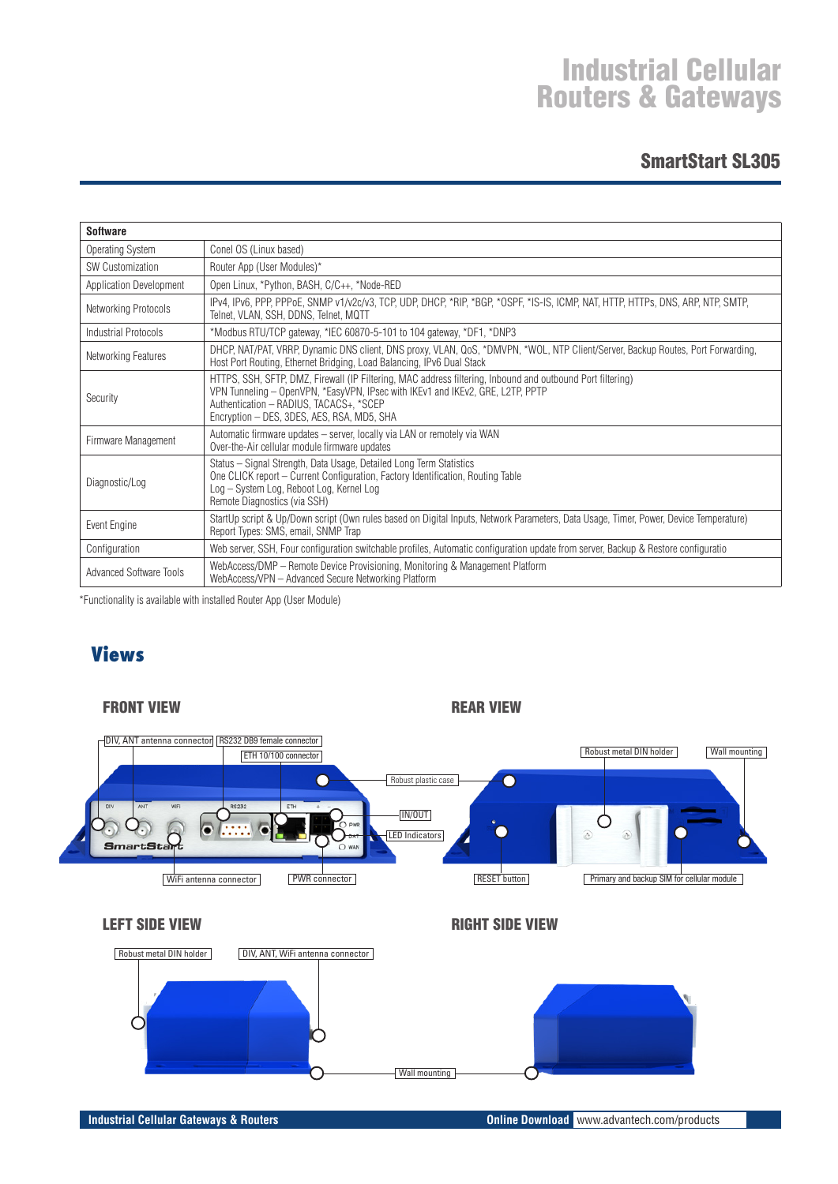# Industrial Cellular Routers & Gateways

## SmartStart SL305

| Software | |
|---|---|
| Operating System | Conel OS (Linux based) |
| SW Customization | Router App (User Modules)* |
| Application Development | Open Linux, *Python, BASH, C/C++, *Node-RED |
| Networking Protocols | IPv4, IPv6, PPP, PPPoE, SNMP v1/v2c/v3, TCP, UDP, DHCP, *RIP, *BGP, *OSPF, *IS-IS, ICMP, NAT, HTTP, HTTPs, DNS, ARP, NTP, SMTP, Telnet, VLAN, SSH, DDNS, Telnet, MQTT |
| Industrial Protocols | *Modbus RTU/TCP gateway, *IEC 60870-5-101 to 104 gateway, *DF1, *DNP3 |
| Networking Features | DHCP, NAT/PAT, VRRP, Dynamic DNS client, DNS proxy, VLAN, QoS, *DMVPN, *WOL, NTP Client/Server, Backup Routes, Port Forwarding, Host Port Routing, Ethernet Bridging, Load Balancing, IPv6 Dual Stack |
| Security | HTTPS, SSH, SFTP, DMZ, Firewall (IP Filtering, MAC address filtering, Inbound and outbound Port filtering)<br>VPN Tunneling – OpenVPN, *EasyVPN, IPsec with IKEv1 and IKEv2, GRE, L2TP, PPTP<br>Authentication – RADIUS, TACACS+, *SCEP<br>Encryption – DES, 3DES, AES, RSA, MD5, SHA |
| Firmware Management | Automatic firmware updates – server, locally via LAN or remotely via WAN<br>Over-the-Air cellular module firmware updates |
| Diagnostic/Log | Status – Signal Strength, Data Usage, Detailed Long Term Statistics<br>One CLICK report – Current Configuration, Factory Identification, Routing Table<br>Log – System Log, Reboot Log, Kernel Log<br>Remote Diagnostics (via SSH) |
| Event Engine | StartUp script & Up/Down script (Own rules based on Digital Inputs, Network Parameters, Data Usage, Timer, Power, Device Temperature)<br>Report Types: SMS, email, SNMP Trap |
| Configuration | Web server, SSH, Four configuration switchable profiles, Automatic configuration update from server, Backup & Restore configuratio |
| Advanced Software Tools | WebAccess/DMP – Remote Device Provisioning, Monitoring & Management Platform<br>WebAccess/VPN – Advanced Secure Networking Platform |

*Functionality is available with installed Router App (User Module)

## Views

### FRONT VIEW

DIV, ANT antenna connector · RS232 DB9 female connector · ETH 10/100 connector · Robust plastic case · IN/OUT · LED Indicators · WiFi antenna connector · PWR connector

### REAR VIEW

Robust metal DIN holder · Wall mounting · RESET button · Primary and backup SIM for cellular module

### LEFT SIDE VIEW

Robust metal DIN holder · DIV, ANT, WiFi antenna connector · Wall mounting

### RIGHT SIDE VIEW

Wall mounting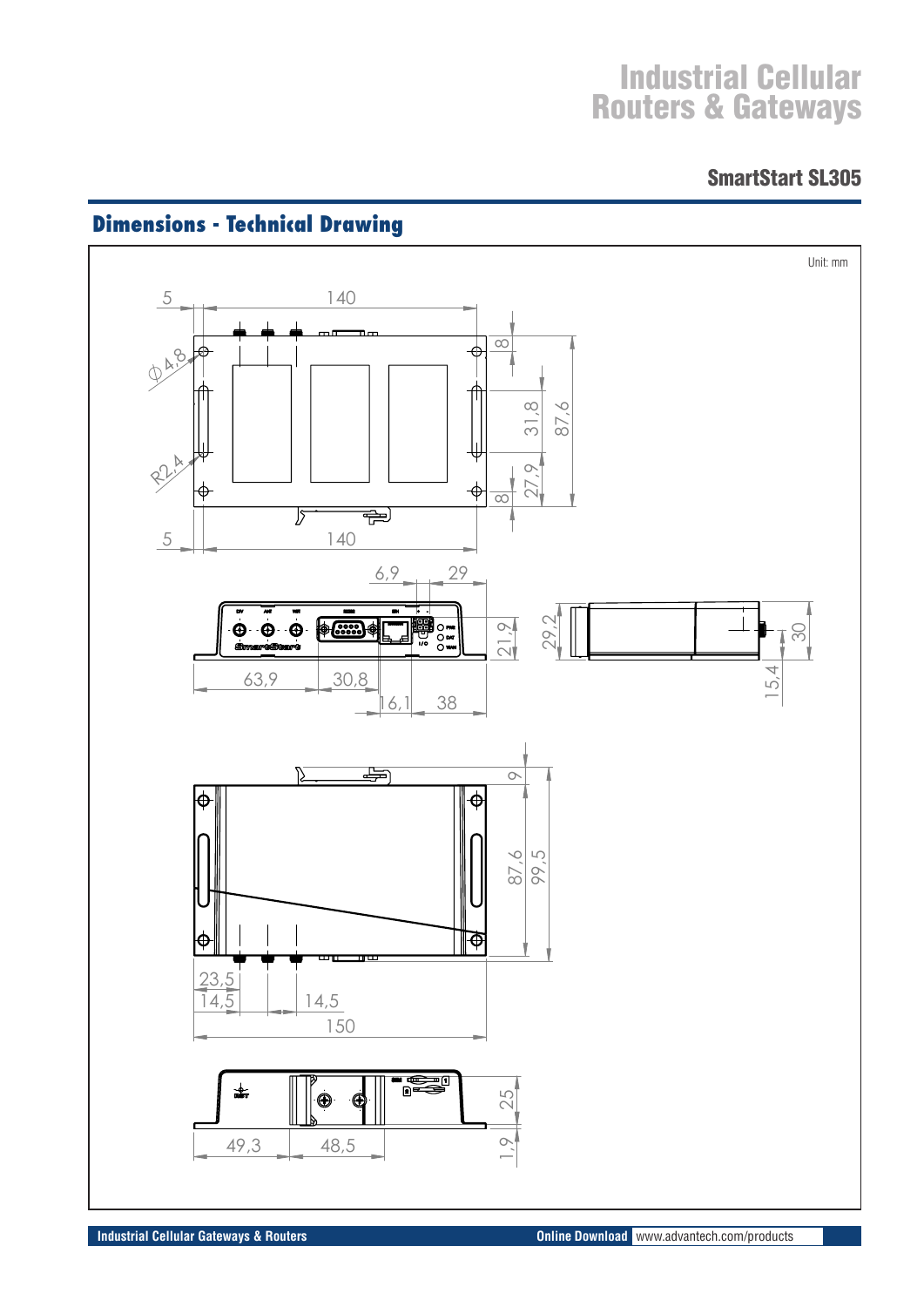## Dimensions - Technical Drawing

Unit: mm

5
140
Φ 4,8
R2,4
8
31,8
87,6
27,9
8
5
140

6,9
29
21,9
29,2
63,9
30,8
16,1
38
30
15,4

9
87,6
99,5
23,5
14,5
14,5
150

25
1,9
49,3
48,5